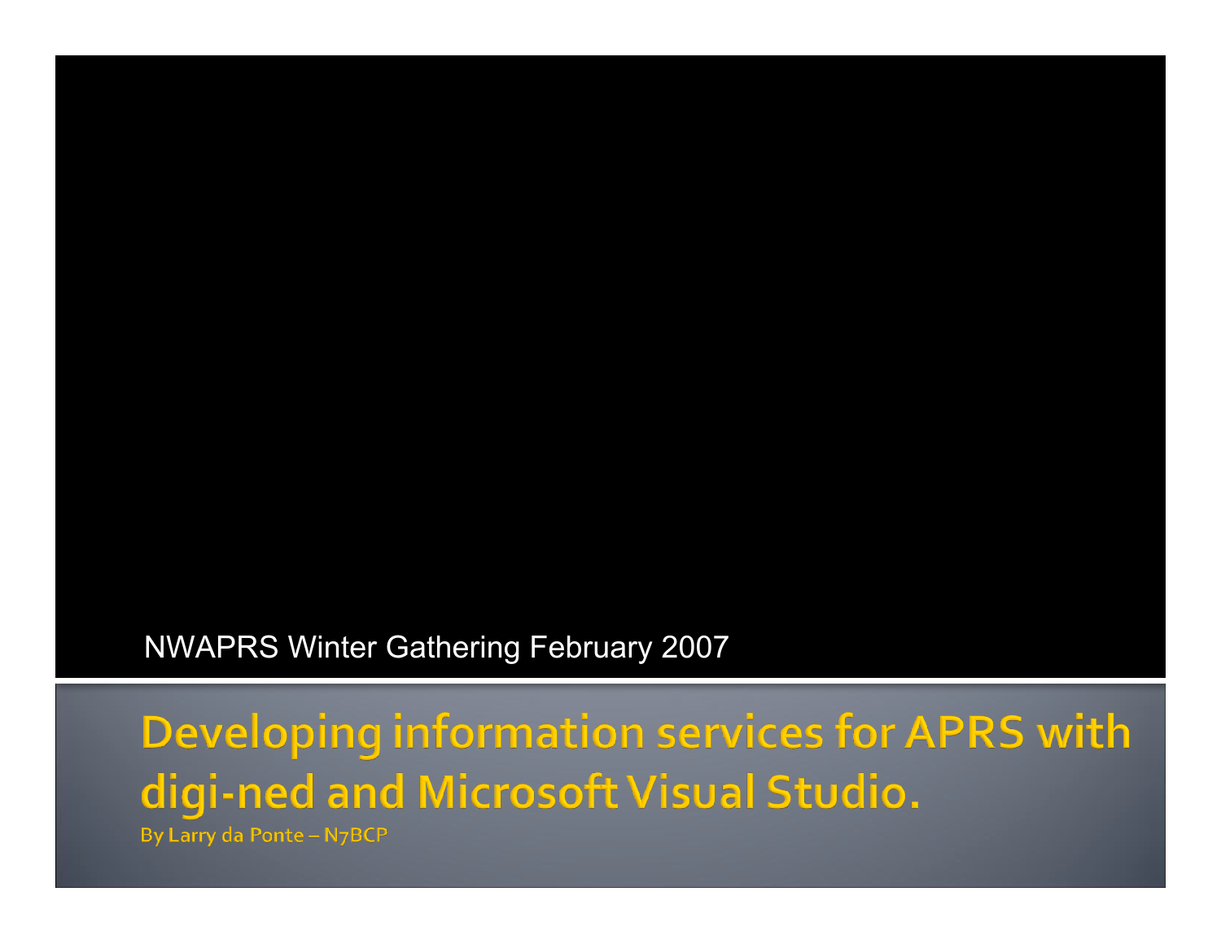NWAPRS Winter Gathering February 2007

# Developing information services for APRS with digi-ned and Microsoft Visual Studio.

By Larry da Ponte – N7BCP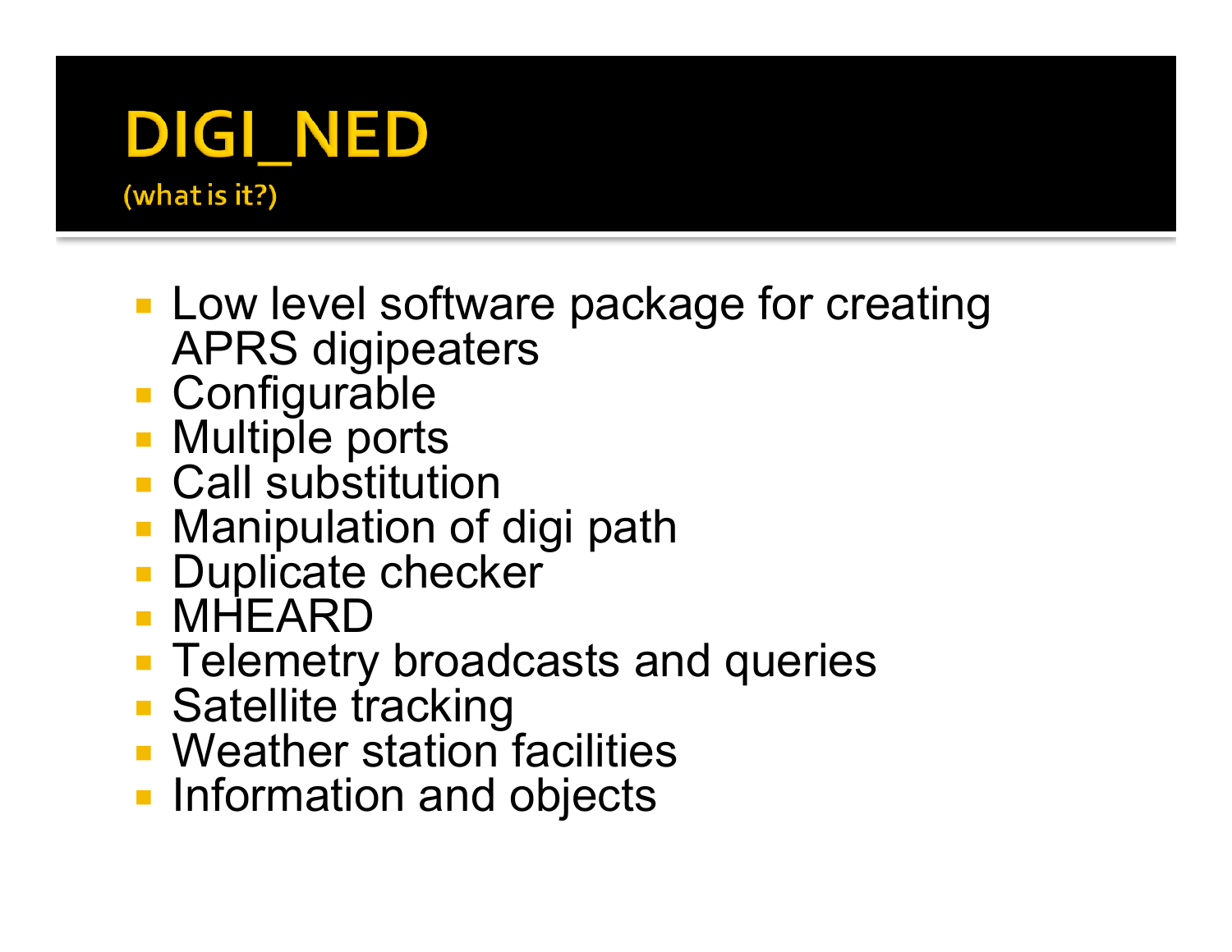# DIGI_NED

(what is it?)

- Low level software package for creating APRS digipeaters
- Configurable
- Multiple ports
- Call substitution
- Manipulation of digi path
- Duplicate checker
- MHEARD
- Telemetry broadcasts and queries
- Satellite tracking
- Weather station facilities
- Information and objects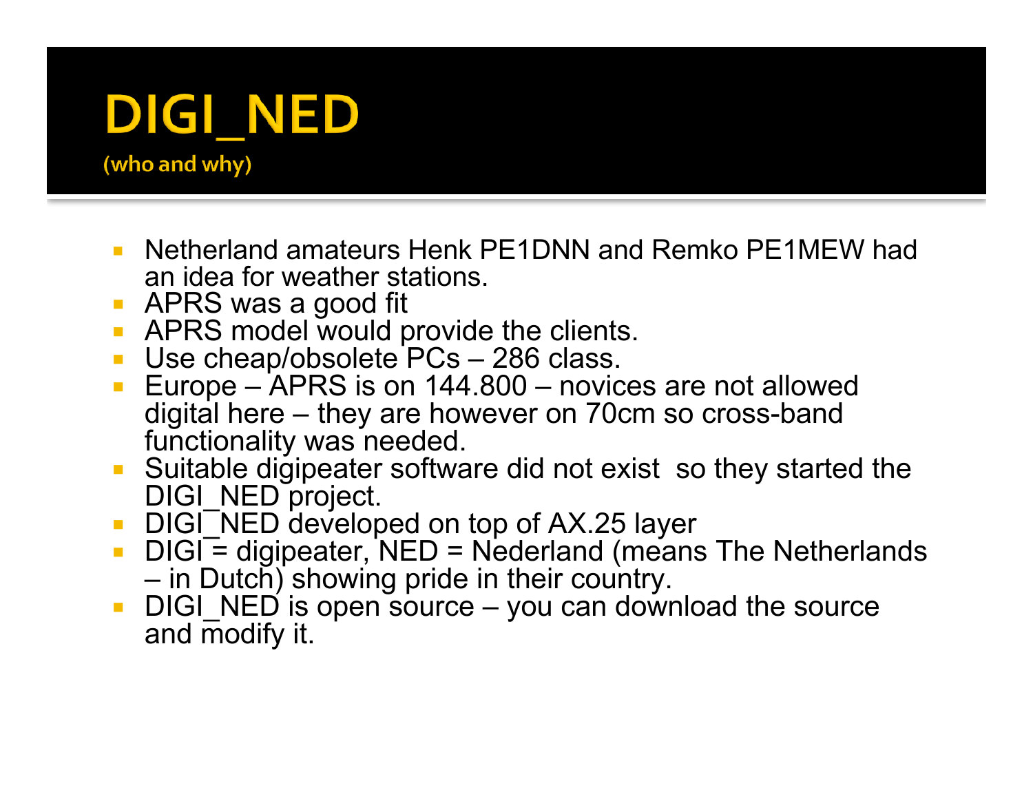# DIGI_NED

(who and why)

- Netherland amateurs Henk PE1DNN and Remko PE1MEW had an idea for weather stations.
- APRS was a good fit
- APRS model would provide the clients.
- Use cheap/obsolete PCs – 286 class.
- Europe – APRS is on 144.800 – novices are not allowed digital here – they are however on 70cm so cross-band functionality was needed.
- Suitable digipeater software did not exist so they started the DIGI_NED project.
- DIGI_NED developed on top of AX.25 layer
- DIGI = digipeater, NED = Nederland (means The Netherlands – in Dutch) showing pride in their country.
- DIGI_NED is open source – you can download the source and modify it.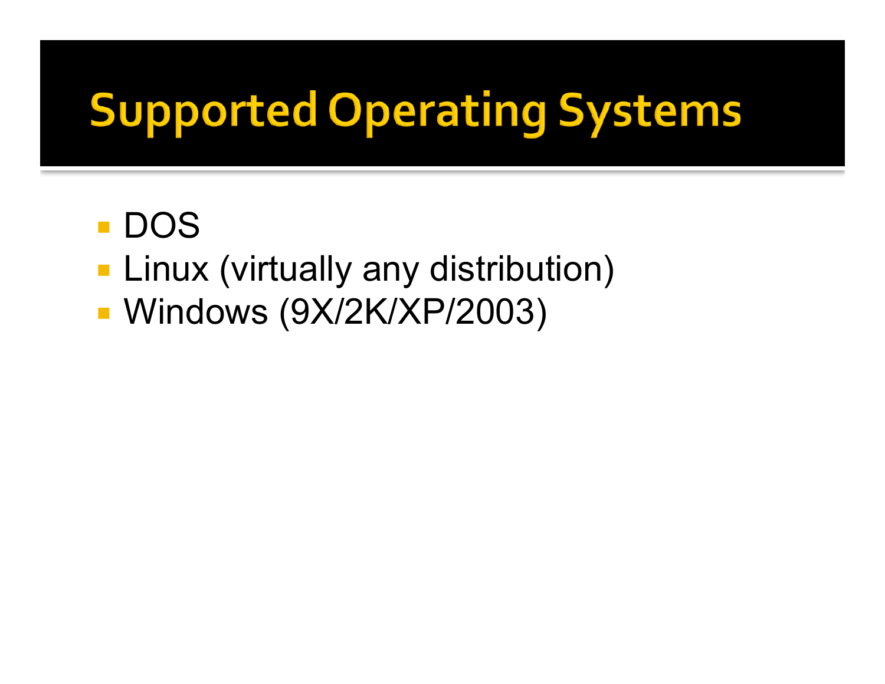# Supported Operating Systems

- DOS
- Linux (virtually any distribution)
- Windows (9X/2K/XP/2003)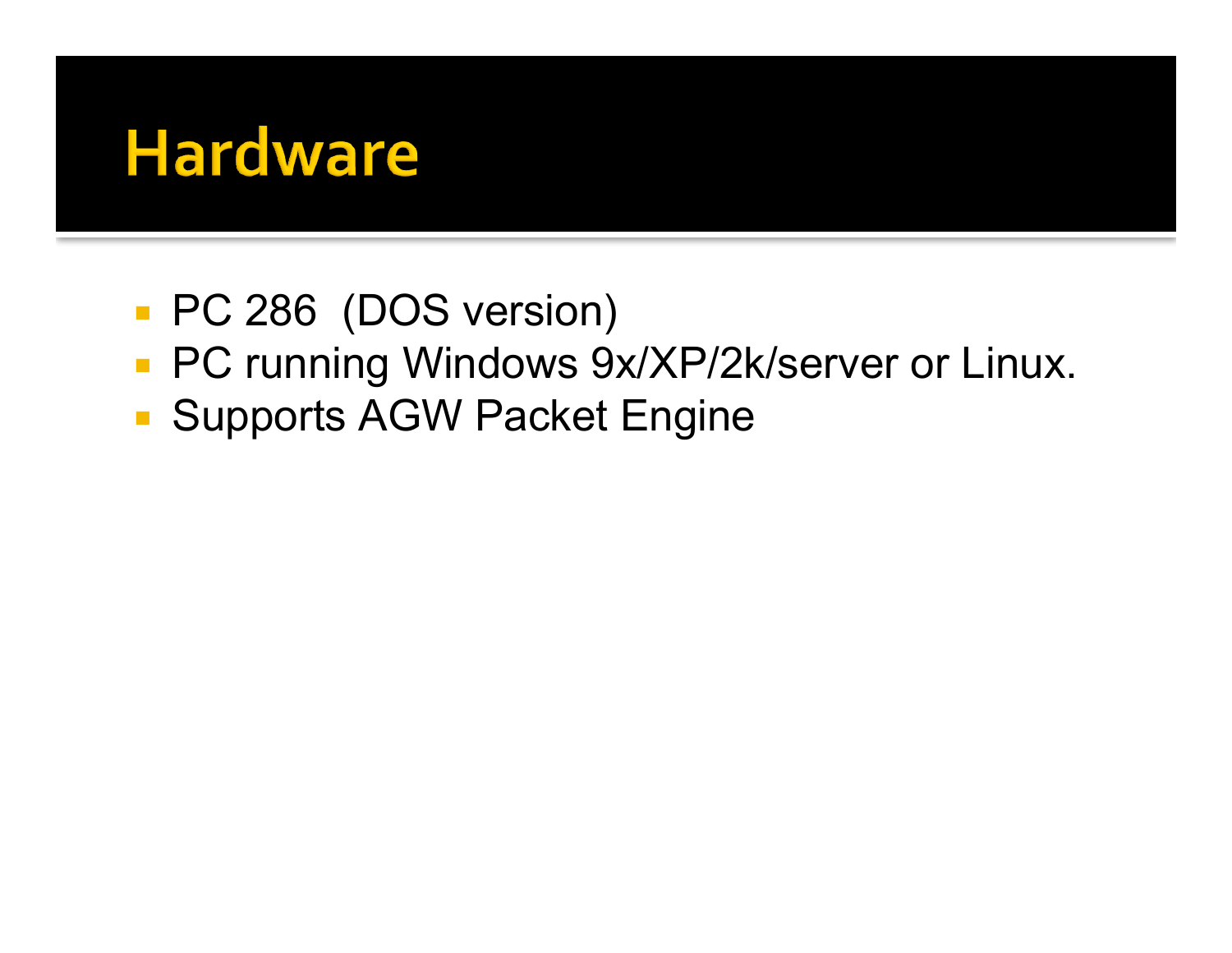# Hardware

- PC 286  (DOS version)
- PC running Windows 9x/XP/2k/server or Linux.
- Supports AGW Packet Engine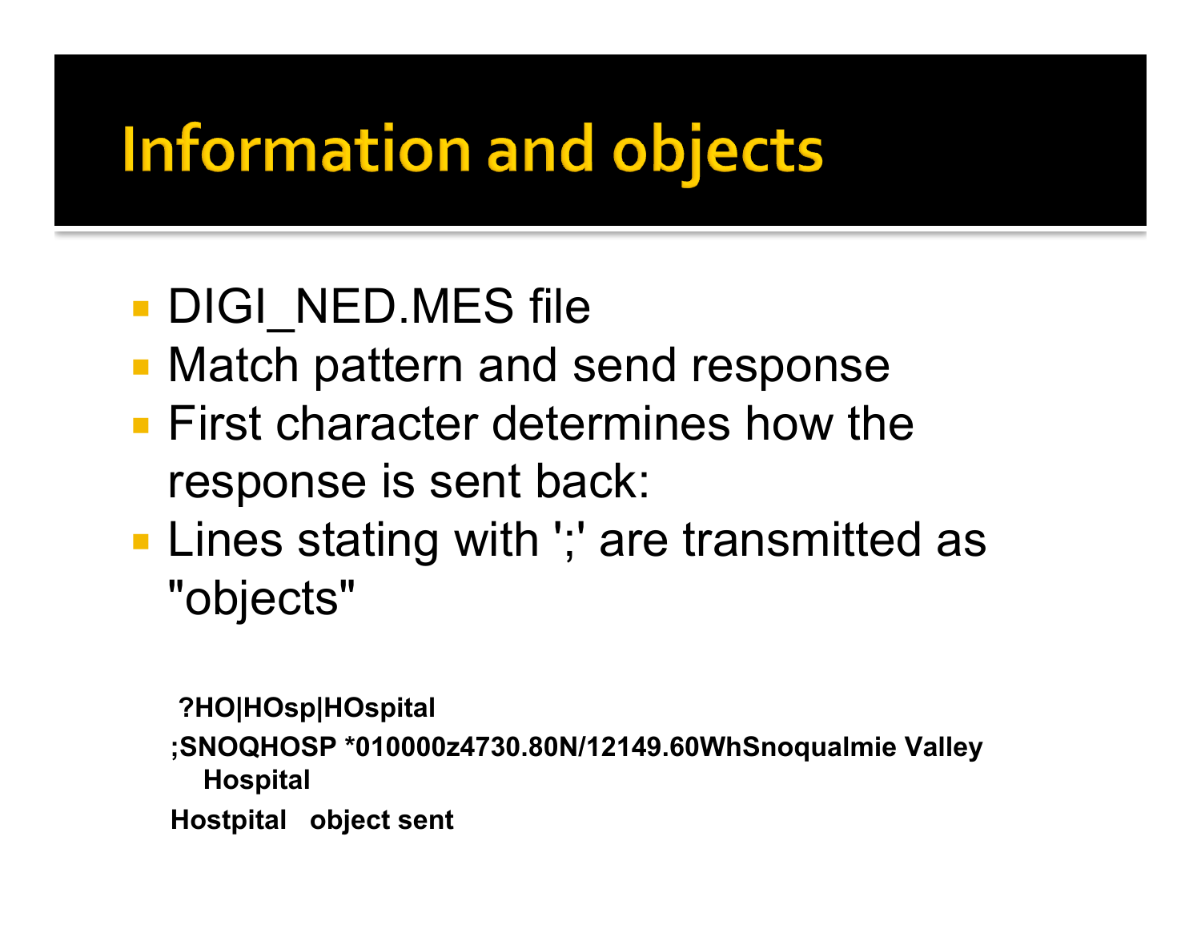# Information and objects

- DIGI_NED.MES file
- Match pattern and send response
- First character determines how the response is sent back:
- Lines stating with ';' are transmitted as "objects"

**?HO|HOsp|HOspital**

**;SNOQHOSP *010000z4730.80N/12149.60WhSnoqualmie Valley Hospital**

**Hostpital object sent**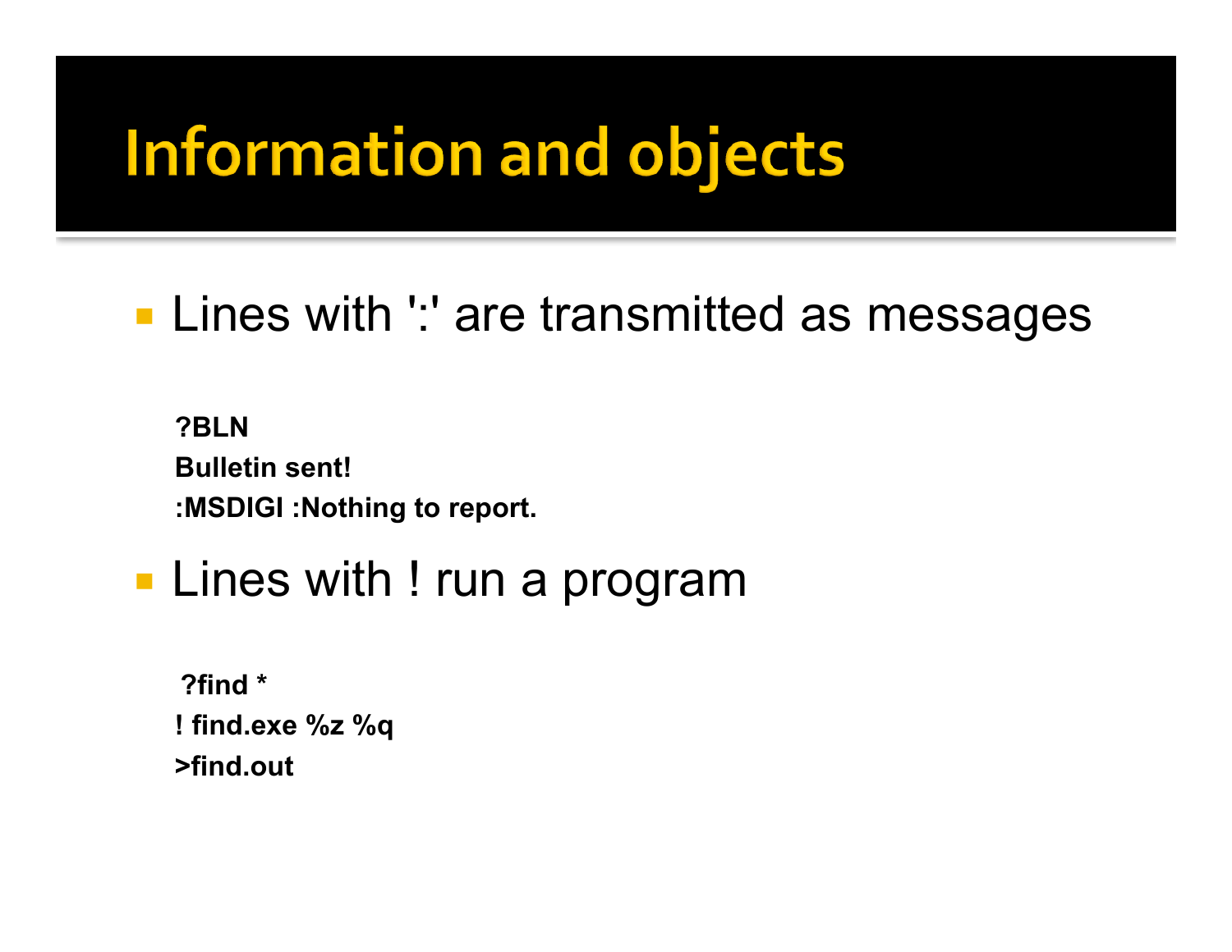# Information and objects

- Lines with ':' are transmitted as messages

```
?BLN
Bulletin sent!
:MSDIGI :Nothing to report.
```

- Lines with ! run a program

```
 ?find *
! find.exe %z %q
>find.out
```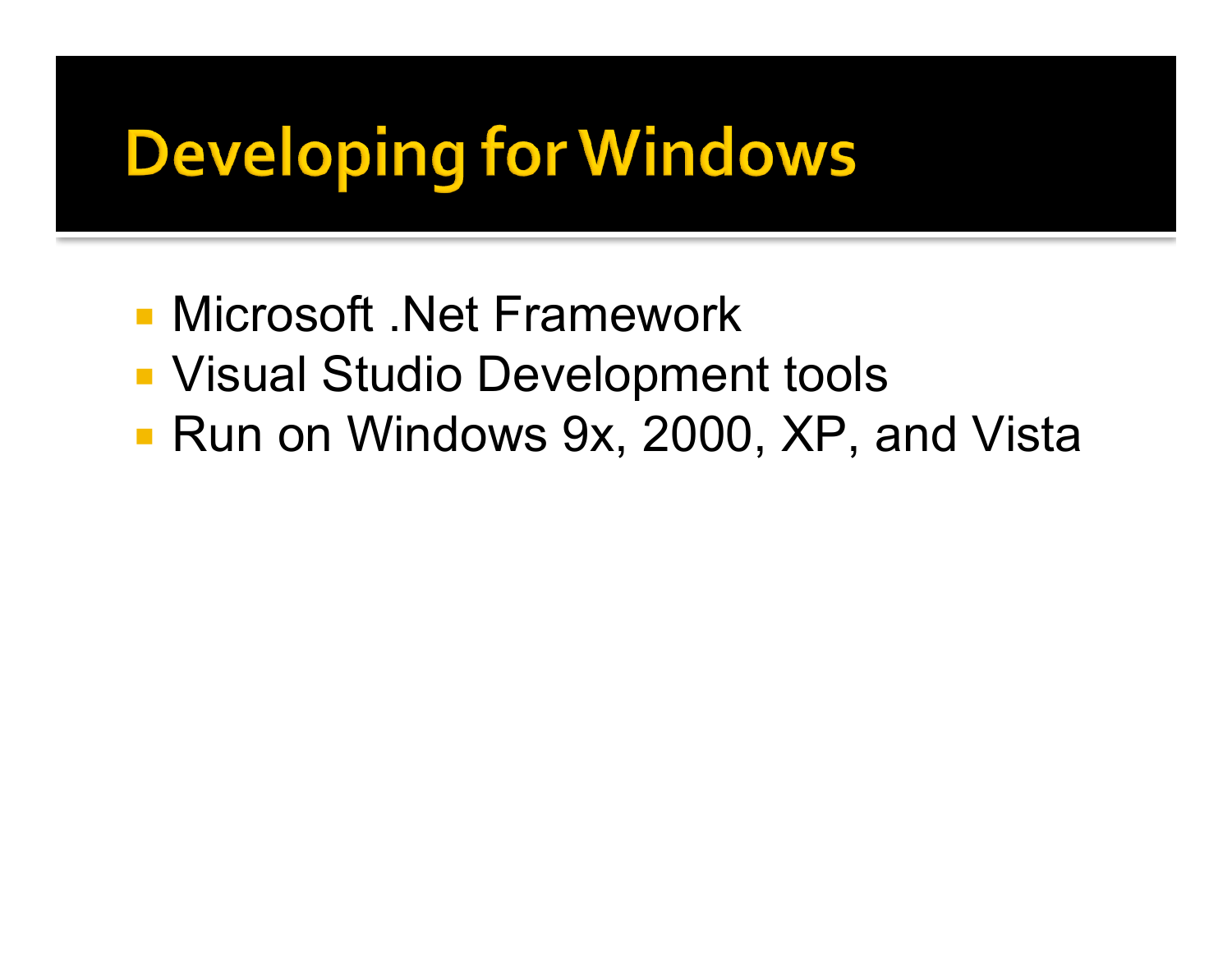# Developing for Windows

- Microsoft .Net Framework
- Visual Studio Development tools
- Run on Windows 9x, 2000, XP, and Vista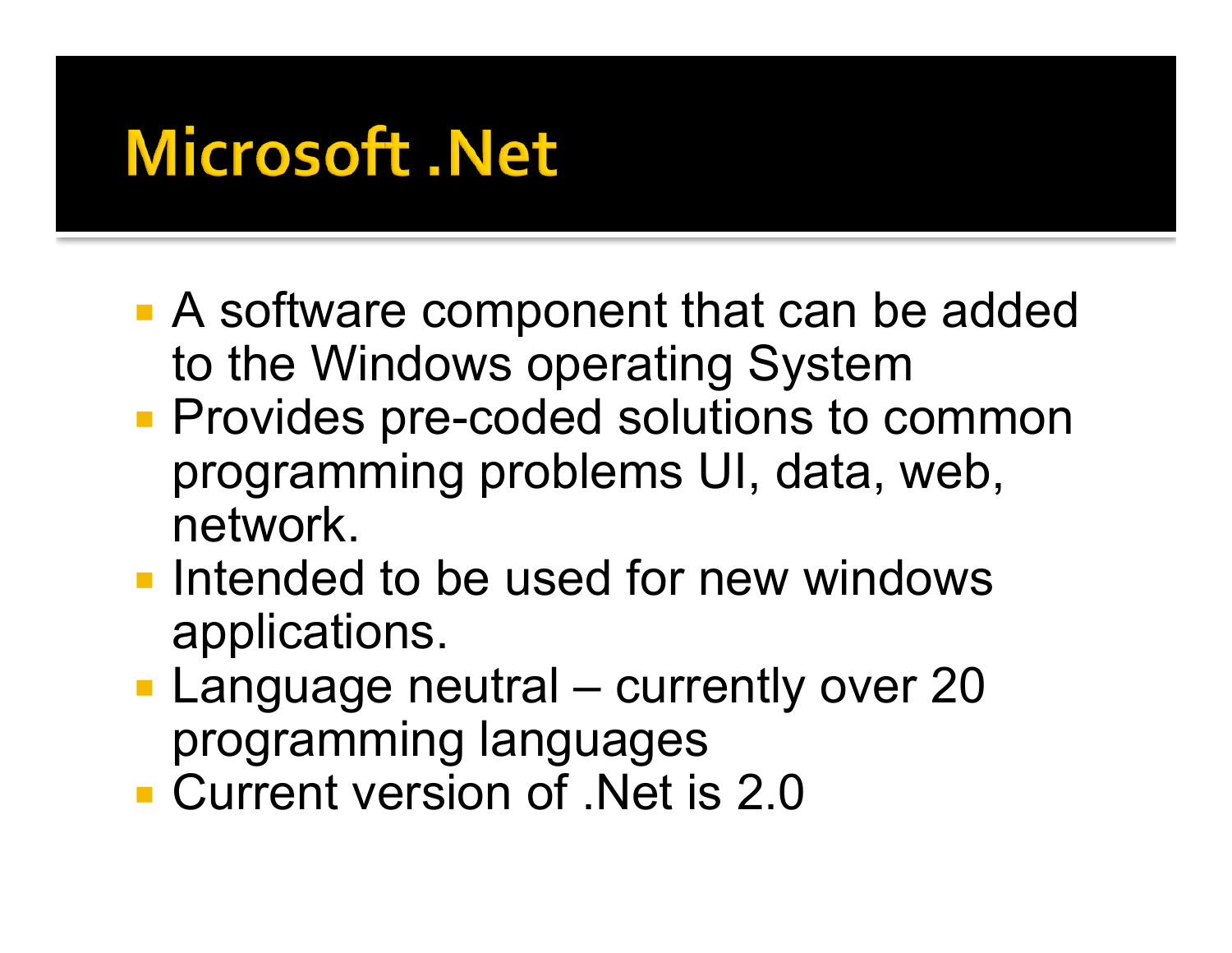# Microsoft .Net

- A software component that can be added to the Windows operating System
- Provides pre-coded solutions to common programming problems UI, data, web, network.
- Intended to be used for new windows applications.
- Language neutral – currently over 20 programming languages
- Current version of .Net is 2.0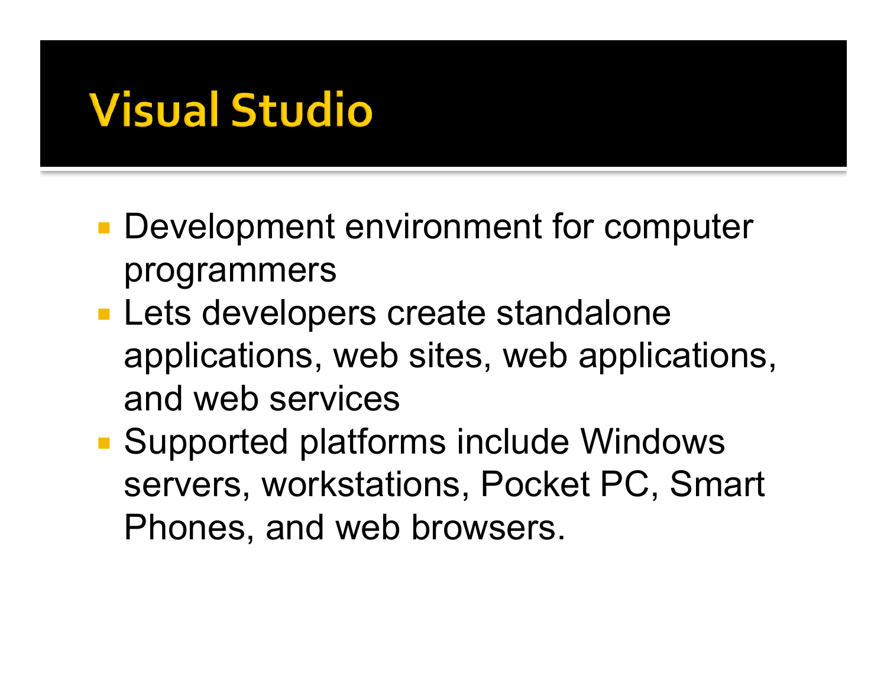# Visual Studio

- Development environment for computer programmers
- Lets developers create standalone applications, web sites, web applications, and web services
- Supported platforms include Windows servers, workstations, Pocket PC, Smart Phones, and web browsers.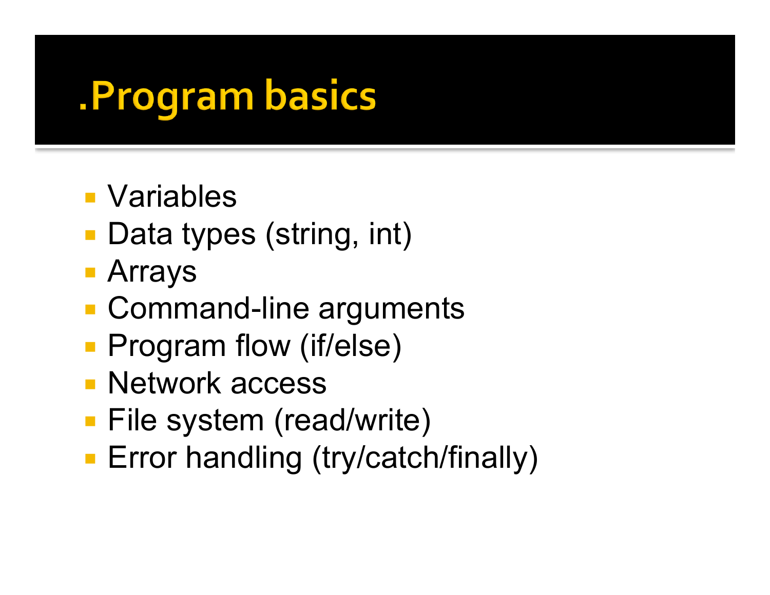# .Program basics

- Variables
- Data types (string, int)
- Arrays
- Command-line arguments
- Program flow (if/else)
- Network access
- File system (read/write)
- Error handling (try/catch/finally)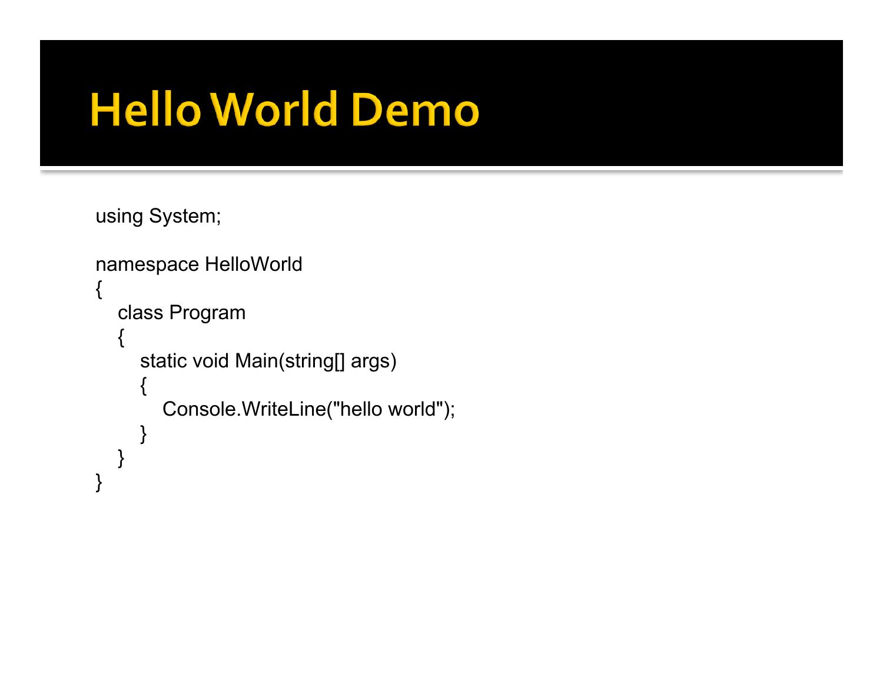# Hello World Demo

```
using System;

namespace HelloWorld
{
    class Program
    {
        static void Main(string[] args)
        {
            Console.WriteLine("hello world");
        }
    }
}
```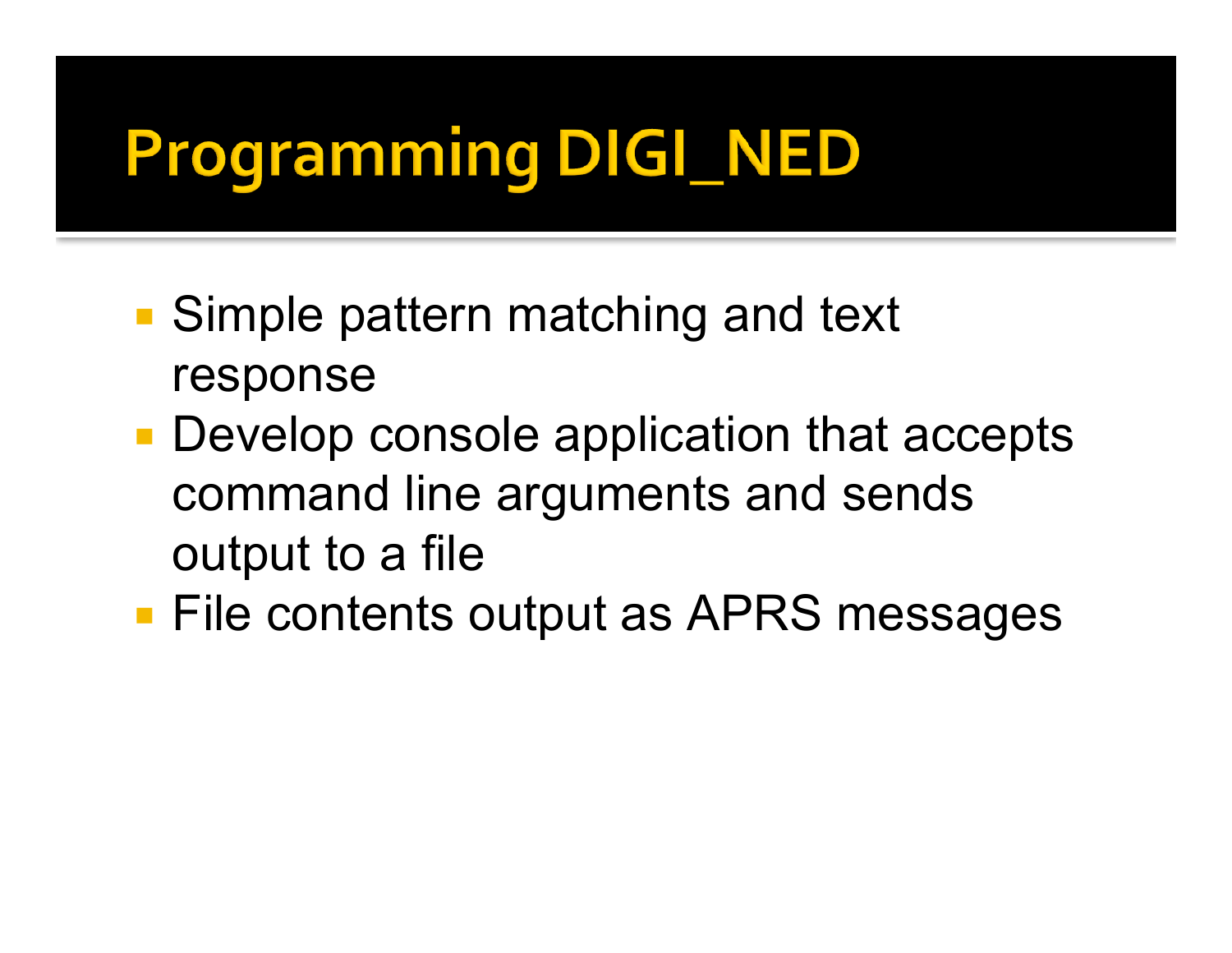# Programming DIGI_NED

- Simple pattern matching and text response
- Develop console application that accepts command line arguments and sends output to a file
- File contents output as APRS messages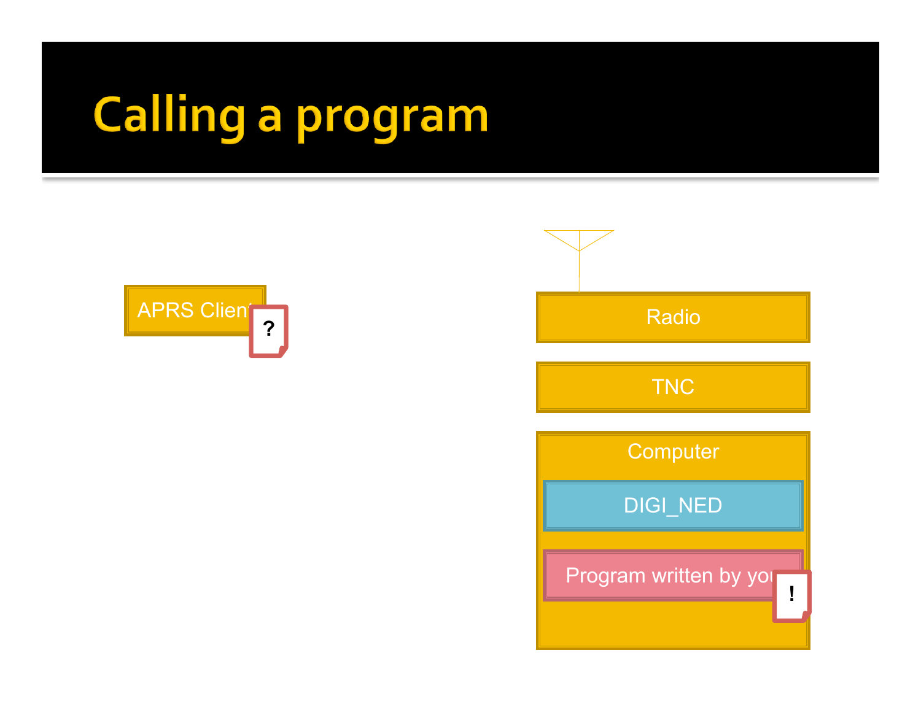# Calling a program

APRS Client ?

Radio

TNC

Computer

DIGI_NED

Program written by you !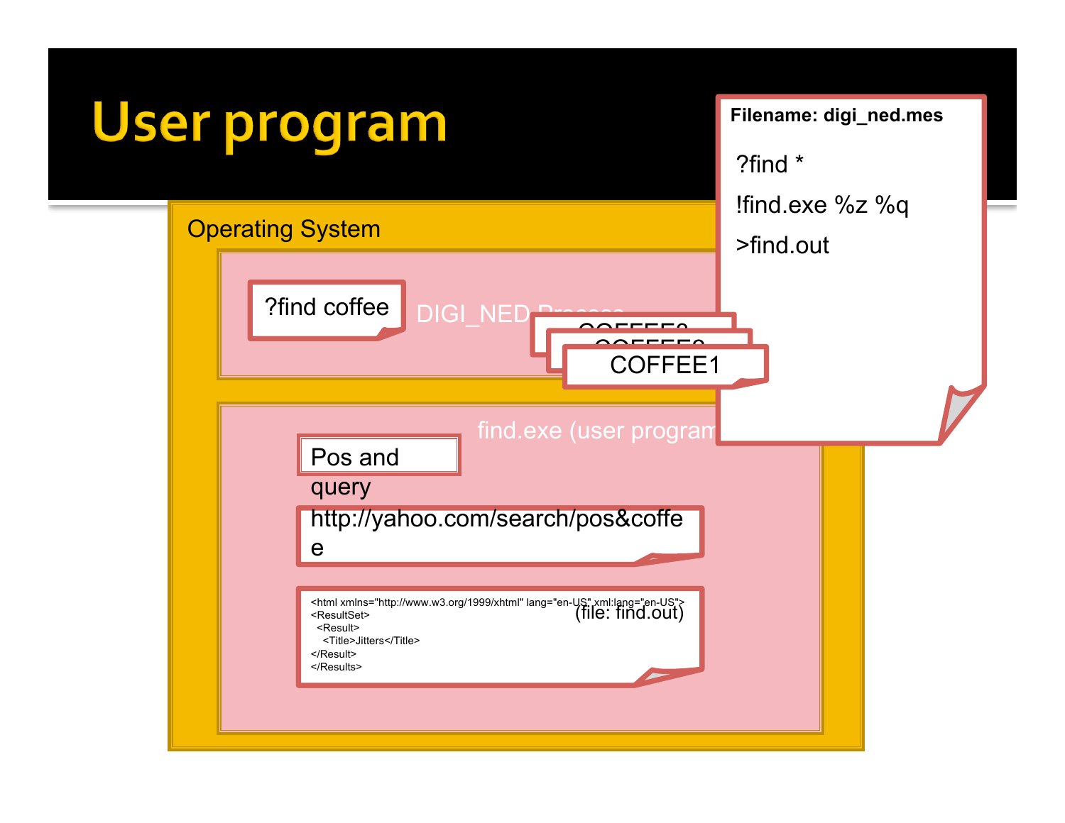# User program

Operating System

?find coffee

DIGI_NED Process

COFFEE3

COFFEE2

COFFEE1

**Filename: digi_ned.mes**

```
?find *
!find.exe %z %q
>find.out
```

find.exe (user program)

Pos and query

http://yahoo.com/search/pos&coffee

(file: find.out)

```
<html xmlns="http://www.w3.org/1999/xhtml" lang="en-US" xml:lang="en-US">
<ResultSet>
  <Result>
    <Title>Jitters</Title>
</Result>
</Results>
```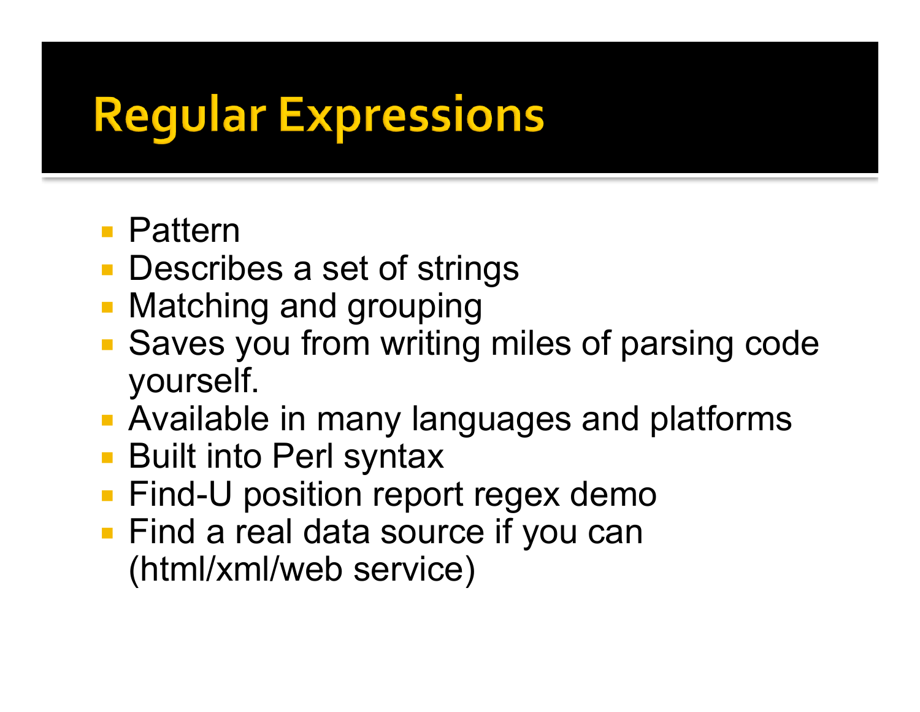# Regular Expressions

- Pattern
- Describes a set of strings
- Matching and grouping
- Saves you from writing miles of parsing code yourself.
- Available in many languages and platforms
- Built into Perl syntax
- Find-U position report regex demo
- Find a real data source if you can (html/xml/web service)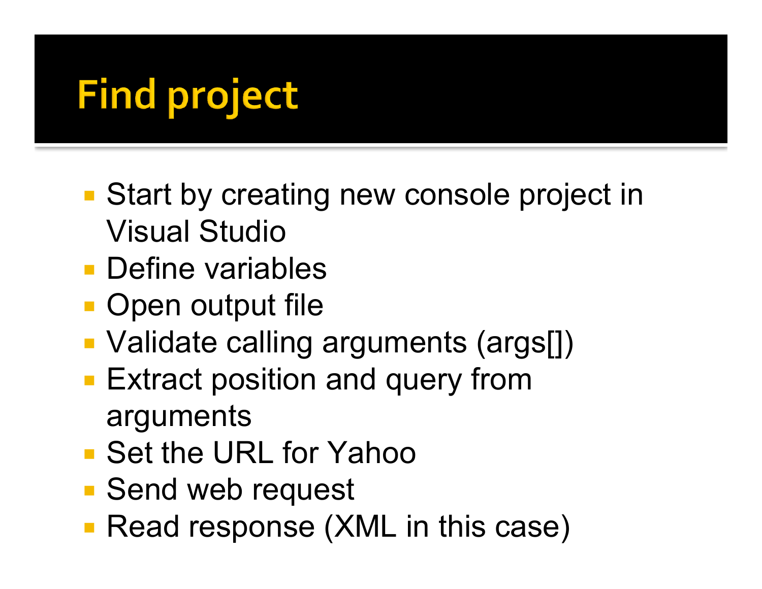# Find project

- Start by creating new console project in Visual Studio
- Define variables
- Open output file
- Validate calling arguments (args[])
- Extract position and query from arguments
- Set the URL for Yahoo
- Send web request
- Read response (XML in this case)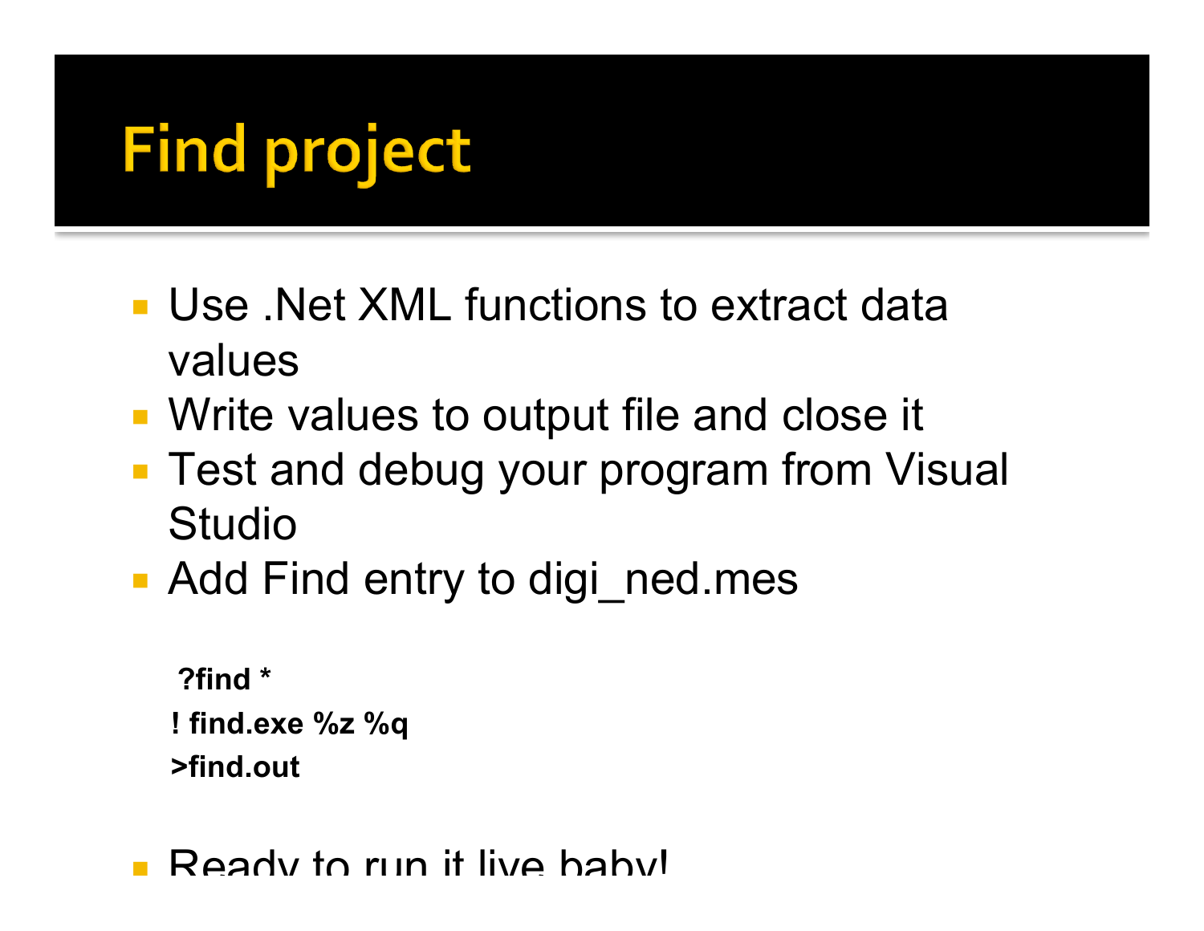# Find project

- Use .Net XML functions to extract data values
- Write values to output file and close it
- Test and debug your program from Visual Studio
- Add Find entry to digi_ned.mes

```
?find *
! find.exe %z %q
>find.out
```

- Ready to run it live baby!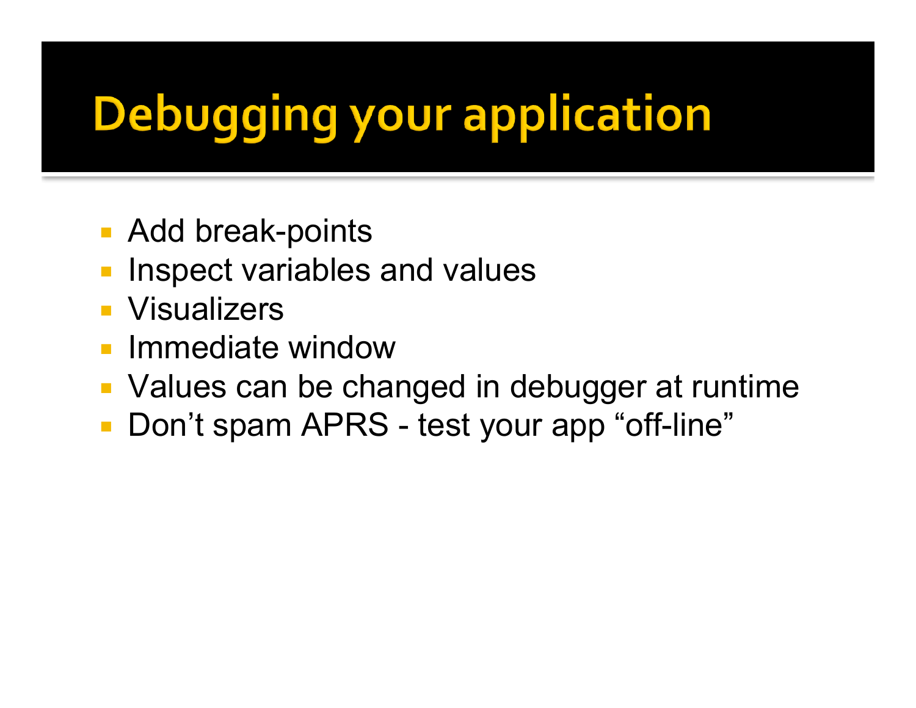# Debugging your application

- Add break-points
- Inspect variables and values
- Visualizers
- Immediate window
- Values can be changed in debugger at runtime
- Don’t spam APRS - test your app “off-line”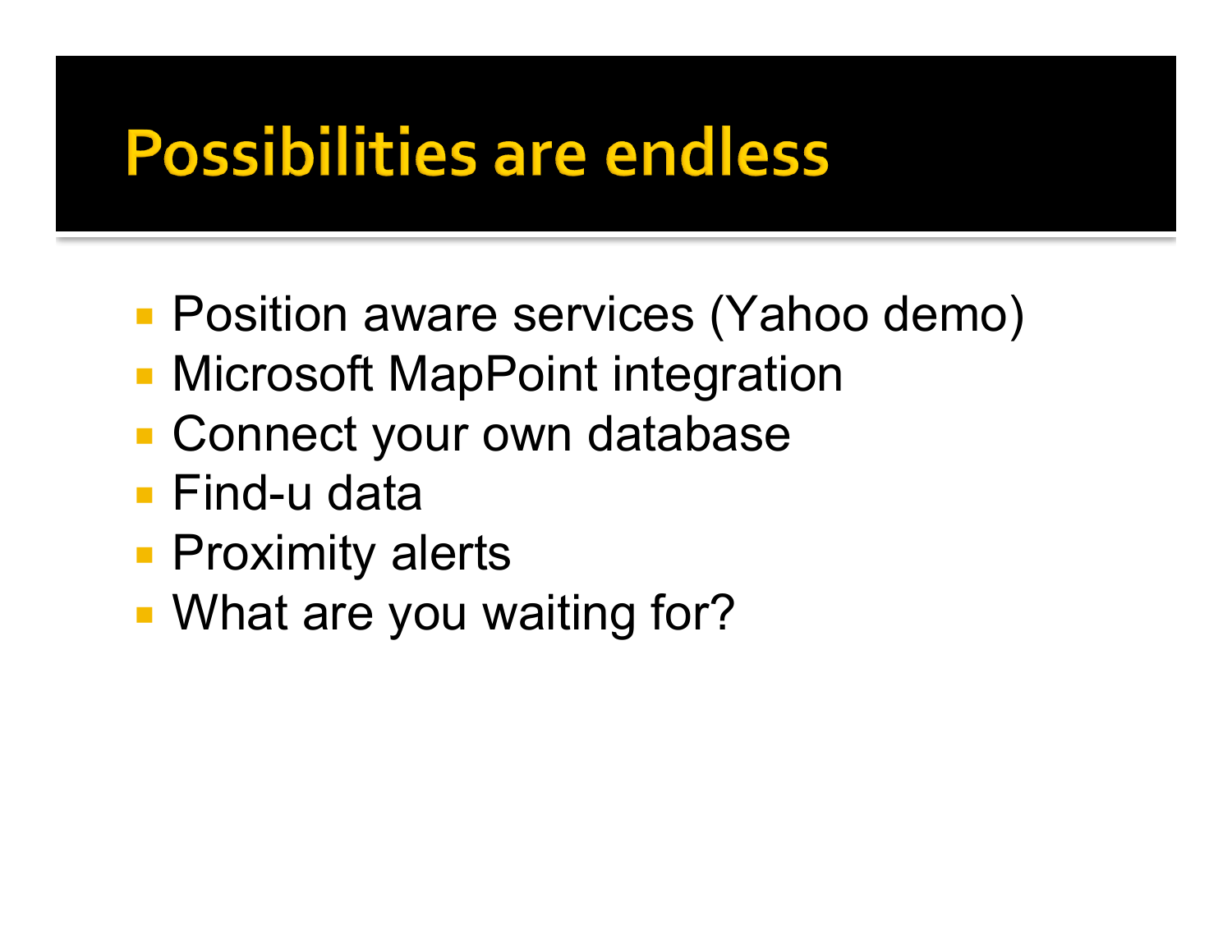# Possibilities are endless

- Position aware services (Yahoo demo)
- Microsoft MapPoint integration
- Connect your own database
- Find-u data
- Proximity alerts
- What are you waiting for?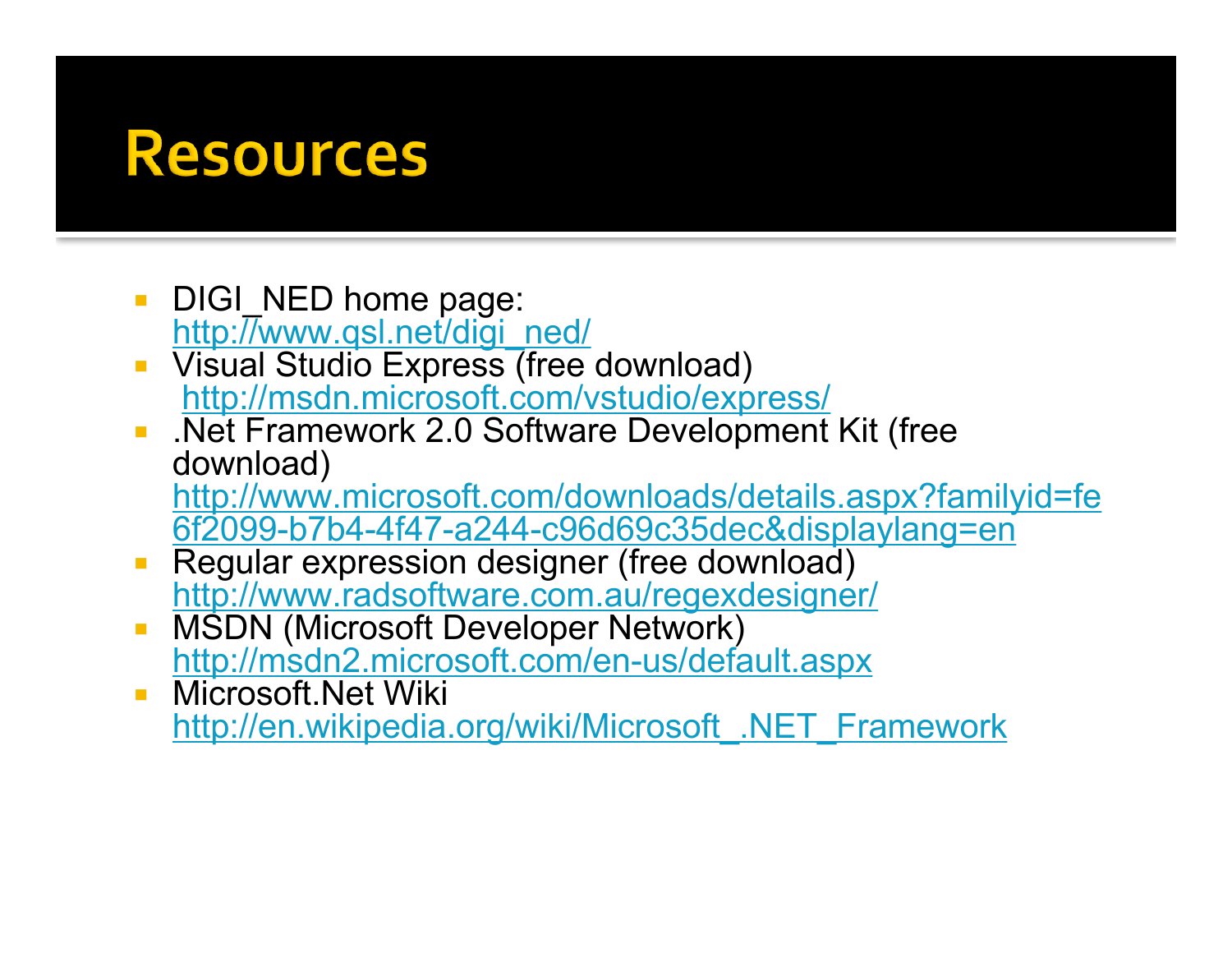# Resources

- DIGI_NED home page:
  http://www.qsl.net/digi_ned/
- Visual Studio Express (free download)
  http://msdn.microsoft.com/vstudio/express/
- .Net Framework 2.0 Software Development Kit (free download)
  http://www.microsoft.com/downloads/details.aspx?familyid=fe6f2099-b7b4-4f47-a244-c96d69c35dec&displaylang=en
- Regular expression designer (free download)
  http://www.radsoftware.com.au/regexdesigner/
- MSDN (Microsoft Developer Network)
  http://msdn2.microsoft.com/en-us/default.aspx
- Microsoft.Net Wiki
  http://en.wikipedia.org/wiki/Microsoft_.NET_Framework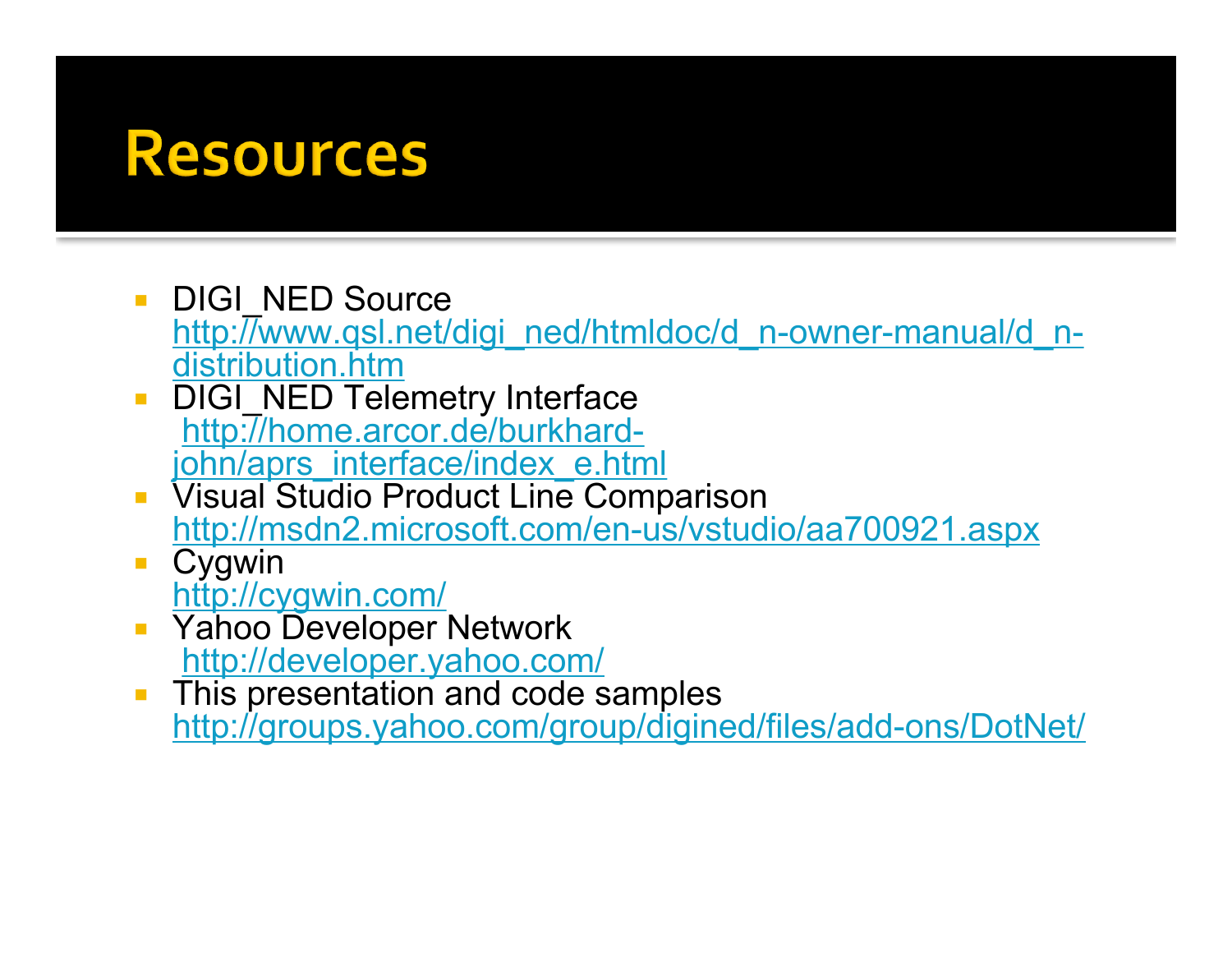# Resources

- DIGI_NED Source
  http://www.qsl.net/digi_ned/htmldoc/d_n-owner-manual/d_n-distribution.htm
- DIGI_NED Telemetry Interface
  http://home.arcor.de/burkhard-john/aprs_interface/index_e.html
- Visual Studio Product Line Comparison
  http://msdn2.microsoft.com/en-us/vstudio/aa700921.aspx
- Cygwin
  http://cygwin.com/
- Yahoo Developer Network
  http://developer.yahoo.com/
- This presentation and code samples
  http://groups.yahoo.com/group/digined/files/add-ons/DotNet/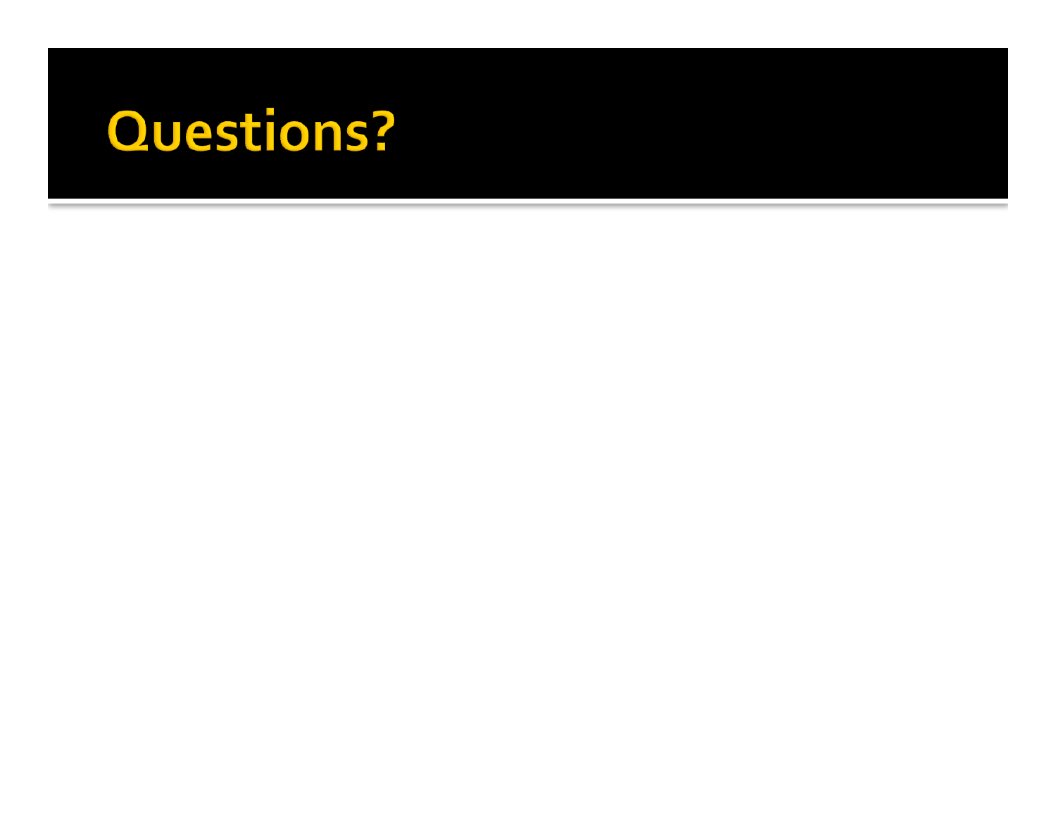# Questions?